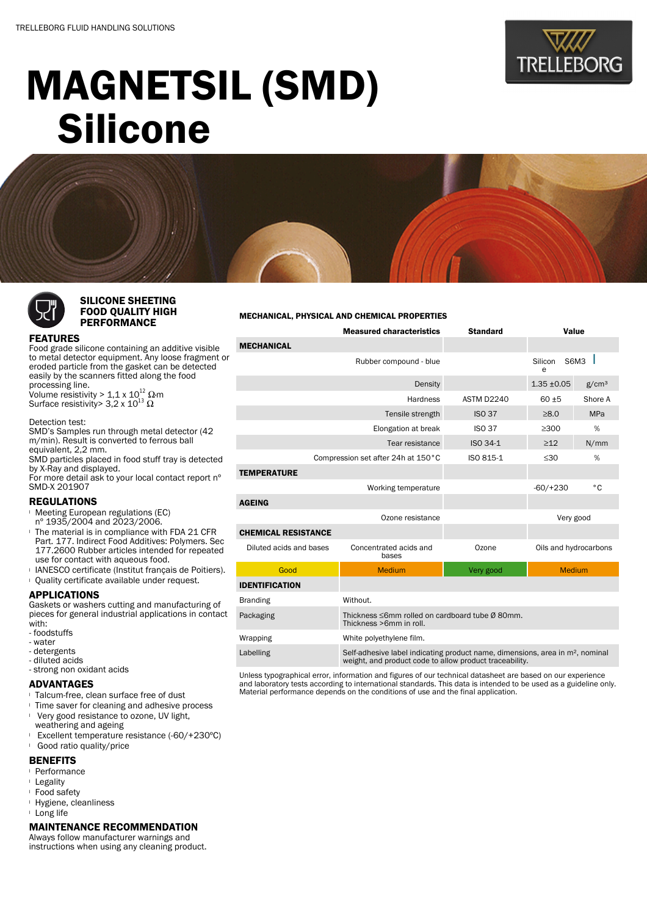TRELLEBORG FLUID HANDLING SOLUTIONS

# MAGNETSIL (SMD) Silicone

## SILICONE SHEETING FOOD QUALITY HIGH PERFORMANCE

## FEATURES

Food grade silicone containing an additive visible to metal detector equipment. Any loose fragment or eroded particle from the gasket can be detected easily by the scanners fitted along the food processing line.
Volume resistivity > $1{,}1 \times 10^{12}$ Ω·m
Surface resistivity> $3{,}2 \times 10^{13}$ Ω

Detection test:
SMD's Samples run through metal detector (42 m/min). Result is converted to ferrous ball equivalent, 2,2 mm.
SMD particles placed in food stuff tray is detected by X-Ray and displayed.
For more detail ask to your local contact report n° SMD-X 201907

## REGULATIONS

- Meeting European regulations (EC) n° 1935/2004 and 2023/2006.
- The material is in compliance with FDA 21 CFR Part. 177. Indirect Food Additives: Polymers. Sec 177.2600 Rubber articles intended for repeated use for contact with aqueous food.
- IANESCO certificate (Institut français des Poitiers).
- Quality certificate available under request.

## APPLICATIONS

Gaskets or washers cutting and manufacturing of pieces for general industrial applications in contact with:
- foodstuffs
- water
- detergents
- diluted acids
- strong non oxidant acids

## ADVANTAGES

- Talcum-free, clean surface free of dust
- Time saver for cleaning and adhesive process
- Very good resistance to ozone, UV light, weathering and ageing
- Excellent temperature resistance (-60/+230ºC)
- Good ratio quality/price

## BENEFITS

- Performance
- Legality
- Food safety
- Hygiene, cleanliness
- Long life

## MAINTENANCE RECOMMENDATION

Always follow manufacturer warnings and instructions when using any cleaning product.

## MECHANICAL, PHYSICAL AND CHEMICAL PROPERTIES

| | Measured characteristics | Standard | Value | |
|---|---|---|---|---|
| **MECHANICAL** | | | | |
| | Rubber compound - blue | | Silicone | S6M3 |
| | Density | | 1.35 ±0.05 | g/cm³ |
| | Hardness | ASTM D2240 | 60 ±5 | Shore A |
| | Tensile strength | ISO 37 | ≥8.0 | MPa |
| | Elongation at break | ISO 37 | ≥300 | % |
| | Tear resistance | ISO 34-1 | ≥12 | N/mm |
| | Compression set after 24h at 150°C | ISO 815-1 | ≤30 | % |
| **TEMPERATURE** | | | | |
| | Working temperature | | -60/+230 | °C |
| **AGEING** | | | | |
| | Ozone resistance | | Very good | |
| **CHEMICAL RESISTANCE** | | | | |
| Diluted acids and bases | Concentrated acids and bases | Ozone | Oils and hydrocarbons | |
| Good | Medium | Very good | Medium | |

| **IDENTIFICATION** | |
|---|---|
| Branding | Without. |
| Packaging | Thickness ≤6mm rolled on cardboard tube Ø 80mm. Thickness >6mm in roll. |
| Wrapping | White polyethylene film. |
| Labelling | Self-adhesive label indicating product name, dimensions, area in m², nominal weight, and product code to allow product traceability. |

Unless typographical error, information and figures of our technical datasheet are based on our experience and laboratory tests according to international standards. This data is intended to be used as a guideline only. Material performance depends on the conditions of use and the final application.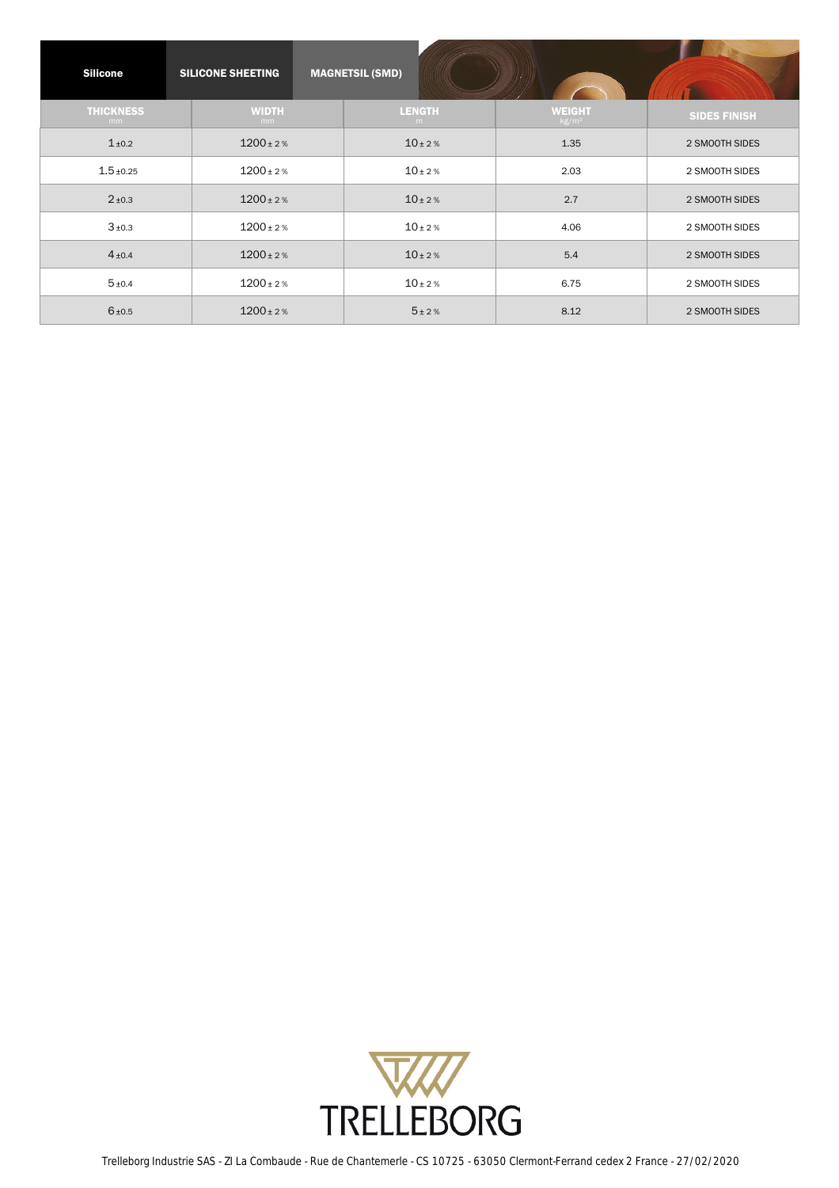Silicone | SILICONE SHEETING | MAGNETSIL (SMD)

| THICKNESS mm | WIDTH mm | LENGTH m | WEIGHT kg/m² | SIDES FINISH |
|---|---|---|---|---|
| 1 ±0.2 | 1200 ± 2 % | 10 ± 2 % | 1.35 | 2 SMOOTH SIDES |
| 1.5 ±0.25 | 1200 ± 2 % | 10 ± 2 % | 2.03 | 2 SMOOTH SIDES |
| 2 ±0.3 | 1200 ± 2 % | 10 ± 2 % | 2.7 | 2 SMOOTH SIDES |
| 3 ±0.3 | 1200 ± 2 % | 10 ± 2 % | 4.06 | 2 SMOOTH SIDES |
| 4 ±0.4 | 1200 ± 2 % | 10 ± 2 % | 5.4 | 2 SMOOTH SIDES |
| 5 ±0.4 | 1200 ± 2 % | 10 ± 2 % | 6.75 | 2 SMOOTH SIDES |
| 6 ±0.5 | 1200 ± 2 % | 5 ± 2 % | 8.12 | 2 SMOOTH SIDES |

TRELLEBORG

Trelleborg Industrie SAS - ZI La Combaude - Rue de Chantemerle - CS 10725 - 63050 Clermont-Ferrand cedex 2 France - 27/02/2020